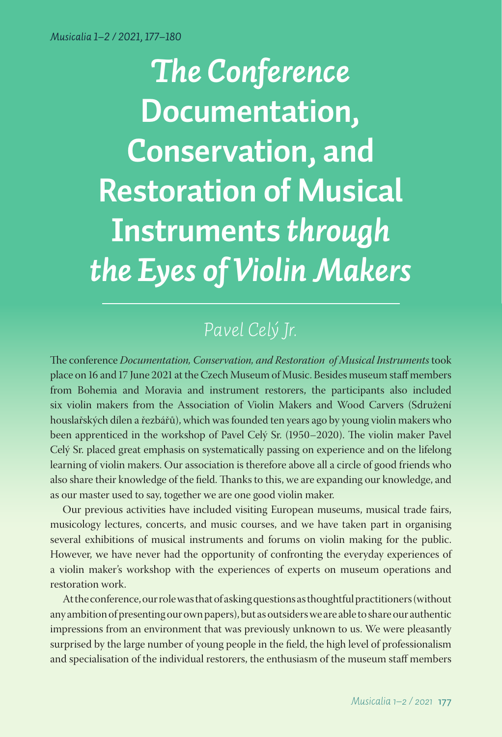# *The Conference* Documentation, Conservation, and Restoration of Musical Instruments *through the Eyes of Violin Makers*

*Pavel Celý Jr.*

The conference *Documentation, Conservation, and Restoration of Musical Instruments* took place on 16 and 17 June 2021 at the Czech Museum of Music. Besides museum staff members from Bohemia and Moravia and instrument restorers, the participants also included six violin makers from the Association of Violin Makers and Wood Carvers (Sdružení houslařských dílen a řezbářů), which was founded ten years ago by young violin makers who been apprenticed in the workshop of Pavel Celý Sr. (1950–2020). The violin maker Pavel Celý Sr. placed great emphasis on systematically passing on experience and on the lifelong learning of violin makers. Our association is therefore above all a circle of good friends who also share their knowledge of the field. Thanks to this, we are expanding our knowledge, and as our master used to say, together we are one good violin maker.

Our previous activities have included visiting European museums, musical trade fairs, musicology lectures, concerts, and music courses, and we have taken part in organising several exhibitions of musical instruments and forums on violin making for the public. However, we have never had the opportunity of confronting the everyday experiences of a violin maker's workshop with the experiences of experts on museum operations and restoration work.

At the conference, our role was that of asking questions as thoughtful practitioners (without any ambition of presenting our own papers), but as outsiders we are able to share our authentic impressions from an environment that was previously unknown to us. We were pleasantly surprised by the large number of young people in the field, the high level of professionalism and specialisation of the individual restorers, the enthusiasm of the museum staff members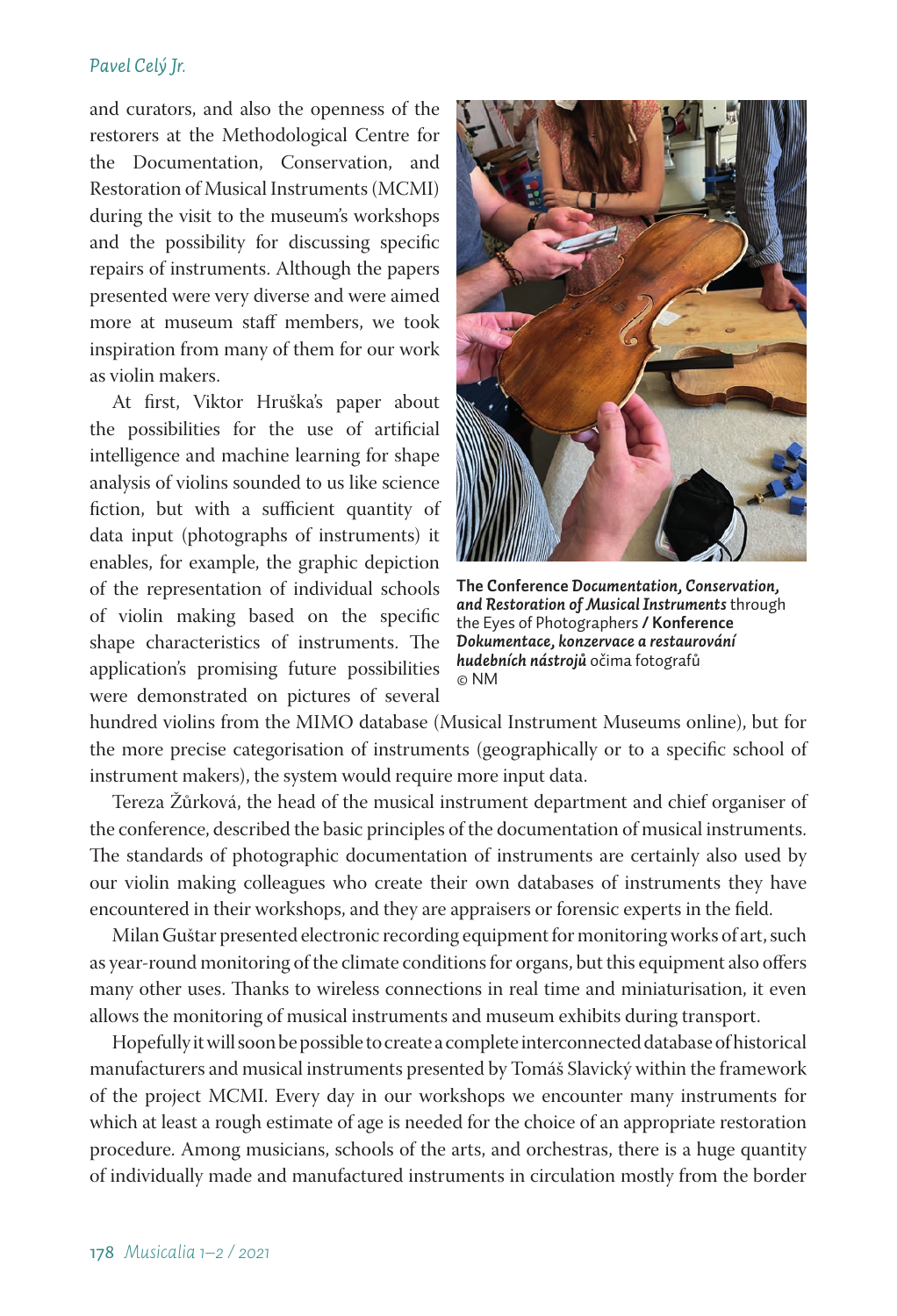and curators, and also the openness of the restorers at the Methodological Centre for the Documentation, Conservation, and Restoration of Musical Instruments (MCMI) during the visit to the museum's workshops and the possibility for discussing specific repairs of instruments. Although the papers presented were very diverse and were aimed more at museum staff members, we took inspiration from many of them for our work as violin makers.

At first, Viktor Hruška's paper about the possibilities for the use of artificial intelligence and machine learning for shape analysis of violins sounded to us like science fiction, but with a sufficient quantity of data input (photographs of instruments) it enables, for example, the graphic depiction of the representation of individual schools of violin making based on the specific shape characteristics of instruments. The application's promising future possibilities were demonstrated on pictures of several hundred violins from the MIMO database (Musical Instrument Museums online), but for the more precise categorisation of instruments (geographically or to a specific school of instrument makers), the system would require more input data.

**The Conference *Documentation, Conservation, and Restoration of Musical Instruments*** through the Eyes of Photographers **/ Konference *Dokumentace, konzervace a restaurování hudebních nástrojů*** očima fotografů © NM

Tereza Žůrková, the head of the musical instrument department and chief organiser of the conference, described the basic principles of the documentation of musical instruments. The standards of photographic documentation of instruments are certainly also used by our violin making colleagues who create their own databases of instruments they have encountered in their workshops, and they are appraisers or forensic experts in the field.

Milan Guštar presented electronic recording equipment for monitoring works of art, such as year-round monitoring of the climate conditions for organs, but this equipment also offers many other uses. Thanks to wireless connections in real time and miniaturisation, it even allows the monitoring of musical instruments and museum exhibits during transport.

Hopefully it will soon be possible to create a complete interconnected database of historical manufacturers and musical instruments presented by Tomáš Slavický within the framework of the project MCMI. Every day in our workshops we encounter many instruments for which at least a rough estimate of age is needed for the choice of an appropriate restoration procedure. Among musicians, schools of the arts, and orchestras, there is a huge quantity of individually made and manufactured instruments in circulation mostly from the border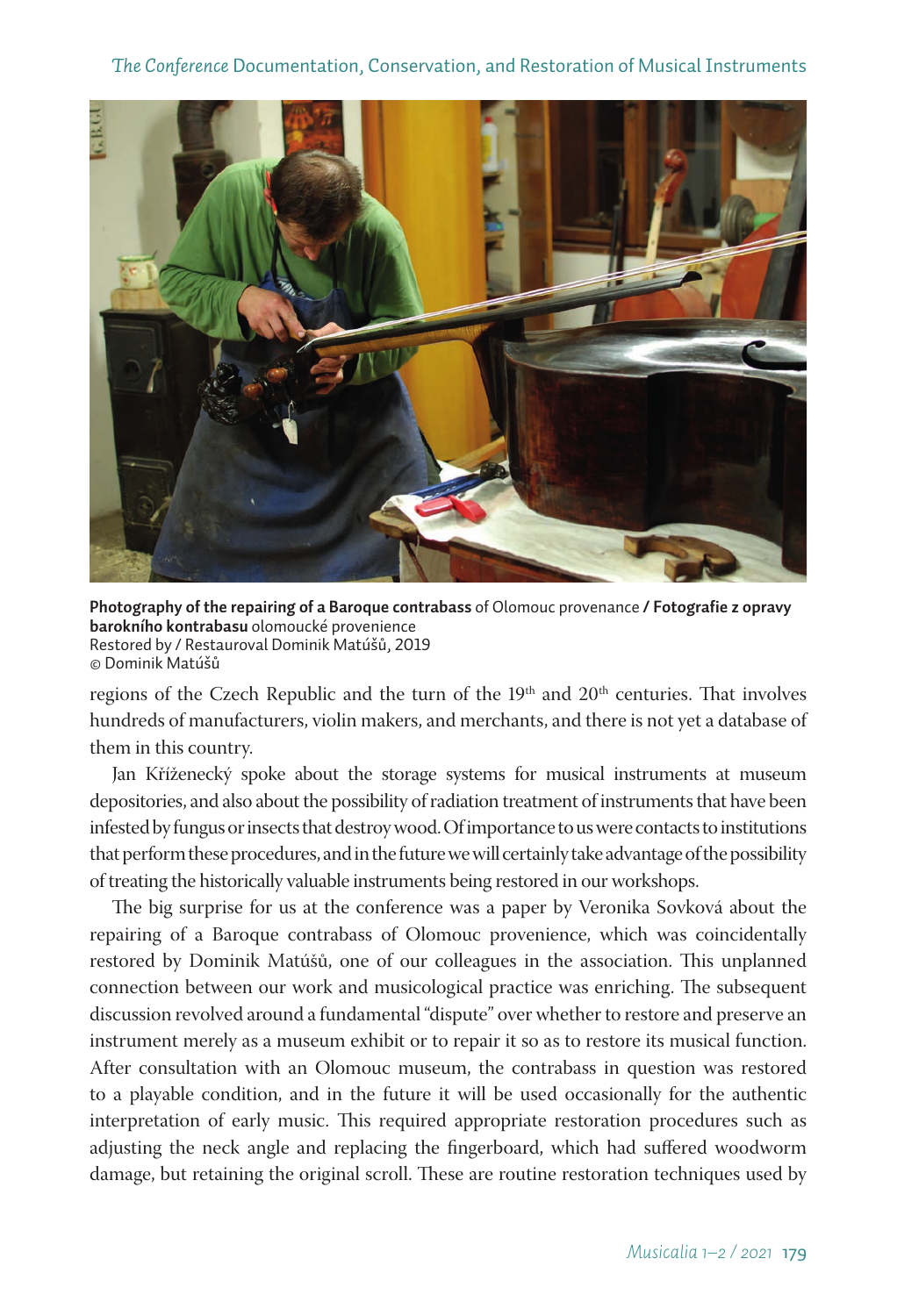**Photography of the repairing of a Baroque contrabass** of Olomouc provenance **/ Fotografie z opravy barokního kontrabasu** olomoucké provenience
Restored by / Restauroval Dominik Matúšů, 2019
© Dominik Matúšů

regions of the Czech Republic and the turn of the 19th and 20th centuries. That involves hundreds of manufacturers, violin makers, and merchants, and there is not yet a database of them in this country.

Jan Kříženecký spoke about the storage systems for musical instruments at museum depositories, and also about the possibility of radiation treatment of instruments that have been infested by fungus or insects that destroy wood. Of importance to us were contacts to institutions that perform these procedures, and in the future we will certainly take advantage of the possibility of treating the historically valuable instruments being restored in our workshops.

The big surprise for us at the conference was a paper by Veronika Sovková about the repairing of a Baroque contrabass of Olomouc provenience, which was coincidentally restored by Dominik Matúšů, one of our colleagues in the association. This unplanned connection between our work and musicological practice was enriching. The subsequent discussion revolved around a fundamental "dispute" over whether to restore and preserve an instrument merely as a museum exhibit or to repair it so as to restore its musical function. After consultation with an Olomouc museum, the contrabass in question was restored to a playable condition, and in the future it will be used occasionally for the authentic interpretation of early music. This required appropriate restoration procedures such as adjusting the neck angle and replacing the fingerboard, which had suffered woodworm damage, but retaining the original scroll. These are routine restoration techniques used by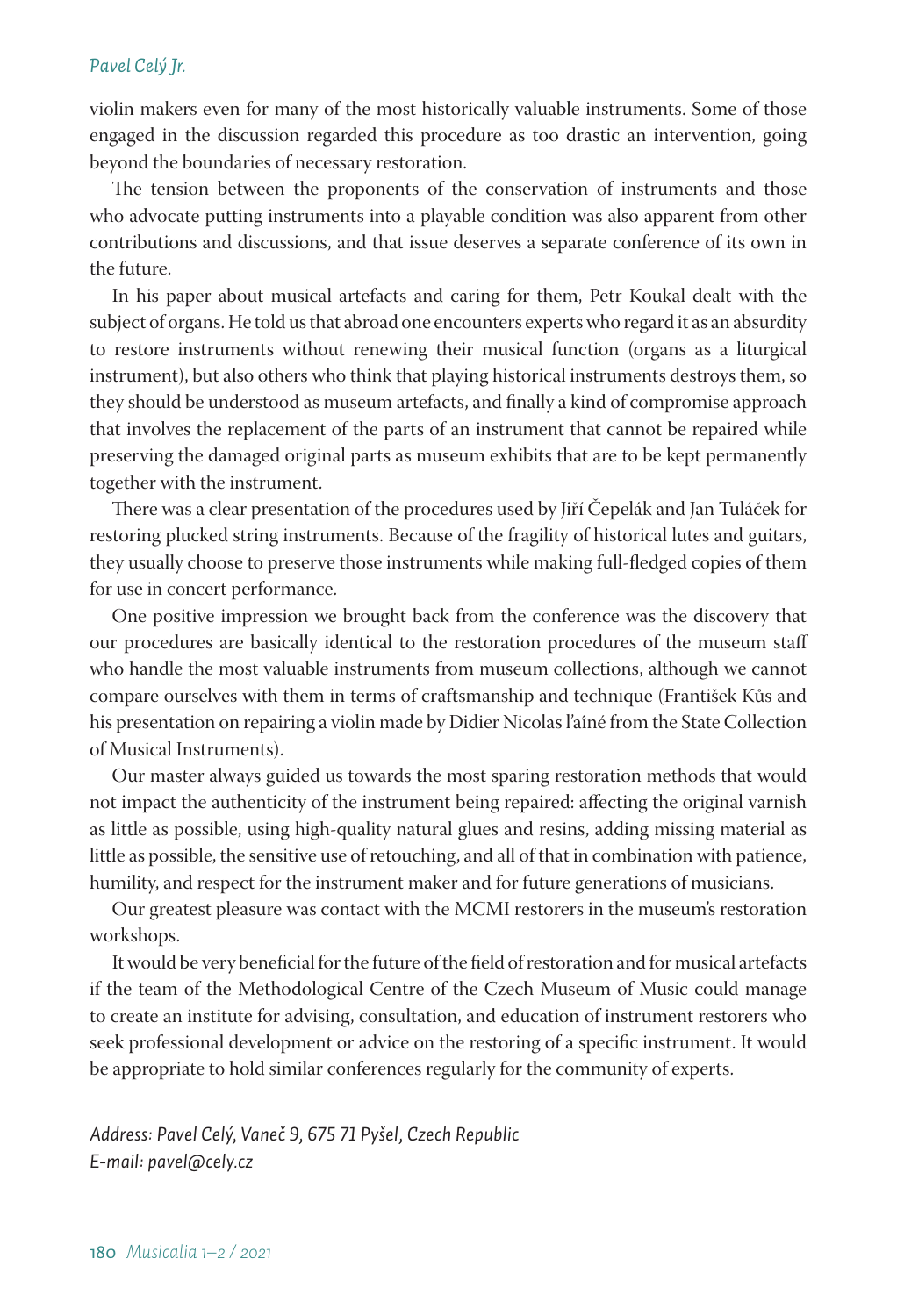violin makers even for many of the most historically valuable instruments. Some of those engaged in the discussion regarded this procedure as too drastic an intervention, going beyond the boundaries of necessary restoration.

The tension between the proponents of the conservation of instruments and those who advocate putting instruments into a playable condition was also apparent from other contributions and discussions, and that issue deserves a separate conference of its own in the future.

In his paper about musical artefacts and caring for them, Petr Koukal dealt with the subject of organs. He told us that abroad one encounters experts who regard it as an absurdity to restore instruments without renewing their musical function (organs as a liturgical instrument), but also others who think that playing historical instruments destroys them, so they should be understood as museum artefacts, and finally a kind of compromise approach that involves the replacement of the parts of an instrument that cannot be repaired while preserving the damaged original parts as museum exhibits that are to be kept permanently together with the instrument.

There was a clear presentation of the procedures used by Jiří Čepelák and Jan Tuláček for restoring plucked string instruments. Because of the fragility of historical lutes and guitars, they usually choose to preserve those instruments while making full-fledged copies of them for use in concert performance.

One positive impression we brought back from the conference was the discovery that our procedures are basically identical to the restoration procedures of the museum staff who handle the most valuable instruments from museum collections, although we cannot compare ourselves with them in terms of craftsmanship and technique (František Kůs and his presentation on repairing a violin made by Didier Nicolas l'aîné from the State Collection of Musical Instruments).

Our master always guided us towards the most sparing restoration methods that would not impact the authenticity of the instrument being repaired: affecting the original varnish as little as possible, using high-quality natural glues and resins, adding missing material as little as possible, the sensitive use of retouching, and all of that in combination with patience, humility, and respect for the instrument maker and for future generations of musicians.

Our greatest pleasure was contact with the MCMI restorers in the museum's restoration workshops.

It would be very beneficial for the future of the field of restoration and for musical artefacts if the team of the Methodological Centre of the Czech Museum of Music could manage to create an institute for advising, consultation, and education of instrument restorers who seek professional development or advice on the restoring of a specific instrument. It would be appropriate to hold similar conferences regularly for the community of experts.

*Address: Pavel Celý, Vaneč 9, 675 71 Pyšel, Czech Republic*
*E-mail: pavel@cely.cz*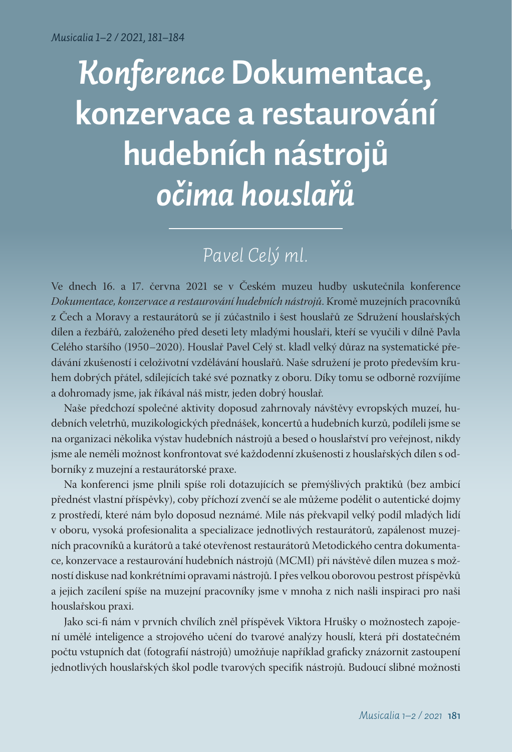# *Konference* Dokumentace, konzervace a restaurování hudebních nástrojů *očima houslařů*

*Pavel Celý ml.*

Ve dnech 16. a 17. června 2021 se v Českém muzeu hudby uskutečnila konference *Dokumentace, konzervace a restaurování hudebních nástrojů*. Kromě muzejních pracovníků z Čech a Moravy a restaurátorů se jí zúčastnilo i šest houslařů ze Sdružení houslařských dílen a řezbářů, založeného před deseti lety mladými houslaři, kteří se vyučili v dílně Pavla Celého staršího (1950–2020). Houslař Pavel Celý st. kladl velký důraz na systematické předávání zkušeností i celoživotní vzdělávání houslařů. Naše sdružení je proto především kruhem dobrých přátel, sdílejících také své poznatky z oboru. Díky tomu se odborně rozvíjíme a dohromady jsme, jak říkával náš mistr, jeden dobrý houslař.

Naše předchozí společné aktivity doposud zahrnovaly návštěvy evropských muzeí, hudebních veletrhů, muzikologických přednášek, koncertů a hudebních kurzů, podíleli jsme se na organizaci několika výstav hudebních nástrojů a besed o houslařství pro veřejnost, nikdy jsme ale neměli možnost konfrontovat své každodenní zkušenosti z houslařských dílen s odborníky z muzejní a restaurátorské praxe.

Na konferenci jsme plnili spíše roli dotazujících se přemýšlivých praktiků (bez ambicí přednést vlastní příspěvky), coby příchozí zvenčí se ale můžeme podělit o autentické dojmy z prostředí, které nám bylo doposud neznámé. Mile nás překvapil velký podíl mladých lidí v oboru, vysoká profesionalita a specializace jednotlivých restaurátorů, zapálenost muzejních pracovníků a kurátorů a také otevřenost restaurátorů Metodického centra dokumentace, konzervace a restaurování hudebních nástrojů (MCMI) při návštěvě dílen muzea s možností diskuse nad konkrétními opravami nástrojů. I přes velkou oborovou pestrost příspěvků a jejich zacílení spíše na muzejní pracovníky jsme v mnoha z nich našli inspiraci pro naši houslařskou praxi.

Jako sci-fi nám v prvních chvílích zněl příspěvek Viktora Hrušky o možnostech zapojení umělé inteligence a strojového učení do tvarové analýzy houslí, která při dostatečném počtu vstupních dat (fotografií nástrojů) umožňuje například graficky znázornit zastoupení jednotlivých houslařských škol podle tvarových specifik nástrojů. Budoucí slibné možnosti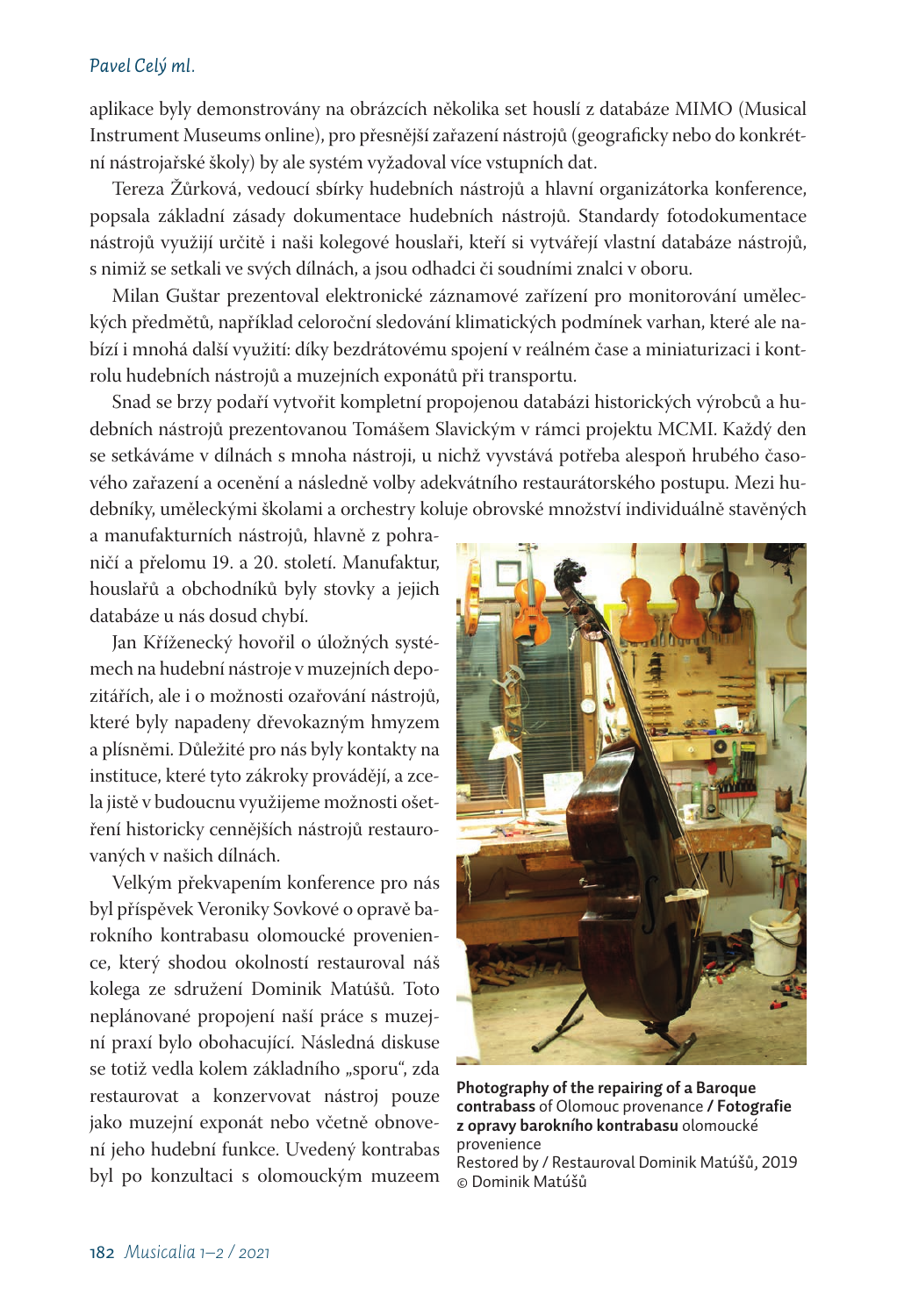aplikace byly demonstrovány na obrázcích několika set houslí z databáze MIMO (Musical Instrument Museums online), pro přesnější zařazení nástrojů (geograficky nebo do konkrétní nástrojařské školy) by ale systém vyžadoval více vstupních dat.

Tereza Žůrková, vedoucí sbírky hudebních nástrojů a hlavní organizátorka konference, popsala základní zásady dokumentace hudebních nástrojů. Standardy fotodokumentace nástrojů využijí určitě i naši kolegové houslaři, kteří si vytvářejí vlastní databáze nástrojů, s nimiž se setkali ve svých dílnách, a jsou odhadci či soudními znalci v oboru.

Milan Guštar prezentoval elektronické záznamové zařízení pro monitorování uměleckých předmětů, například celoroční sledování klimatických podmínek varhan, které ale nabízí i mnohá další využití: díky bezdrátovému spojení v reálném čase a miniaturizaci i kontrolu hudebních nástrojů a muzejních exponátů při transportu.

Snad se brzy podaří vytvořit kompletní propojenou databázi historických výrobců a hudebních nástrojů prezentovanou Tomášem Slavickým v rámci projektu MCMI. Každý den se setkáváme v dílnách s mnoha nástroji, u nichž vyvstává potřeba alespoň hrubého časového zařazení a ocenění a následně volby adekvátního restaurátorského postupu. Mezi hudebníky, uměleckými školami a orchestry koluje obrovské množství individuálně stavěných a manufakturních nástrojů, hlavně z pohraničí a přelomu 19. a 20. století. Manufaktur, houslařů a obchodníků byly stovky a jejich databáze u nás dosud chybí.

Jan Kříženecký hovořil o úložných systémech na hudební nástroje v muzejních depozitářích, ale i o možnosti ozařování nástrojů, které byly napadeny dřevokazným hmyzem a plísněmi. Důležité pro nás byly kontakty na instituce, které tyto zákroky provádějí, a zcela jistě v budoucnu využijeme možnosti ošetření historicky cennějších nástrojů restaurovaných v našich dílnách.

Velkým překvapením konference pro nás byl příspěvek Veroniky Sovkové o opravě barokního kontrabasu olomoucké provenience, který shodou okolností restauroval náš kolega ze sdružení Dominik Matúšů. Toto neplánované propojení naší práce s muzejní praxí bylo obohacující. Následná diskuse se totiž vedla kolem základního „sporu", zda restaurovat a konzervovat nástroj pouze jako muzejní exponát nebo včetně obnovení jeho hudební funkce. Uvedený kontrabas byl po konzultaci s olomouckým muzeem

**Photography of the repairing of a Baroque contrabass** of Olomouc provenance **/ Fotografie z opravy barokního kontrabasu** olomoucké provenience
Restored by / Restauroval Dominik Matúšů, 2019
© Dominik Matúšů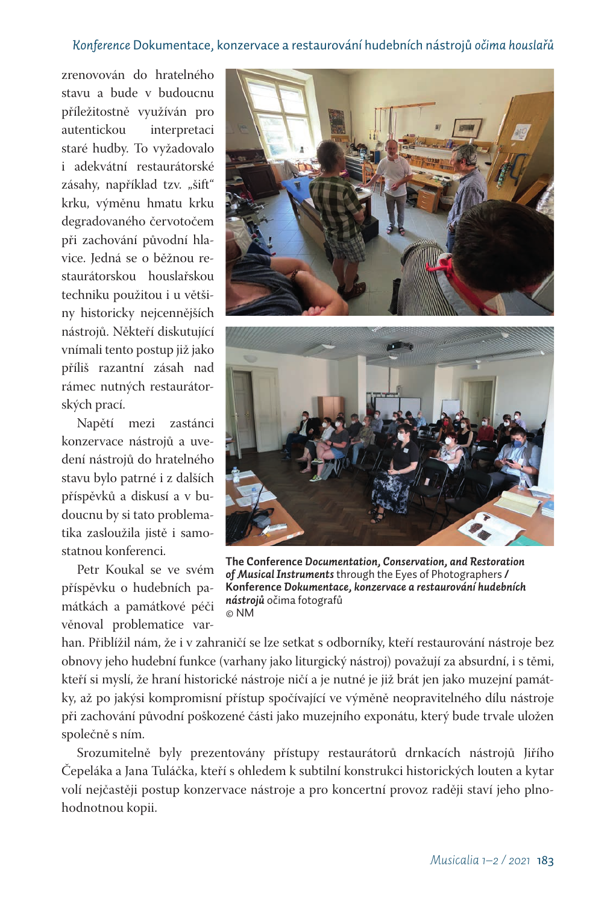zrenovován do hratelného stavu a bude v budoucnu příležitostně využíván pro autentickou interpretaci staré hudby. To vyžadovalo i adekvátní restaurátorské zásahy, například tzv. „šift" krku, výměnu hmatu krku degradovaného červotočem při zachování původní hlavice. Jedná se o běžnou restaurátorskou houslařskou techniku použitou i u většiny historicky nejcennějších nástrojů. Někteří diskutující vnímali tento postup již jako příliš razantní zásah nad rámec nutných restaurátorských prací.

Napětí mezi zastánci konzervace nástrojů a uvedení nástrojů do hratelného stavu bylo patrné i z dalších příspěvků a diskusí a v budoucnu by si tato problematika zasloužila jistě i samostatnou konferenci.

Petr Koukal se ve svém příspěvku o hudebních památkách a památkové péči věnoval problematice varhan. Přiblížil nám, že i v zahraničí se lze setkat s odborníky, kteří restaurování nástroje bez obnovy jeho hudební funkce (varhany jako liturgický nástroj) považují za absurdní, i s těmi, kteří si myslí, že hraní historické nástroje ničí a je nutné je již brát jen jako muzejní památky, až po jakýsi kompromisní přístup spočívající ve výměně neopravitelného dílu nástroje při zachování původní poškozené části jako muzejního exponátu, který bude trvale uložen společně s ním.

**The Conference *Documentation, Conservation, and Restoration of Musical Instruments*** through the Eyes of Photographers **/ Konference *Dokumentace, konzervace a restaurování hudebních nástrojů*** očima fotografů
© NM

Srozumitelně byly prezentovány přístupy restaurátorů drnkacích nástrojů Jiřího Čepeláka a Jana Tuláčka, kteří s ohledem k subtilní konstrukci historických louten a kytar volí nejčastěji postup konzervace nástroje a pro koncertní provoz raději staví jeho plnohodnotnou kopii.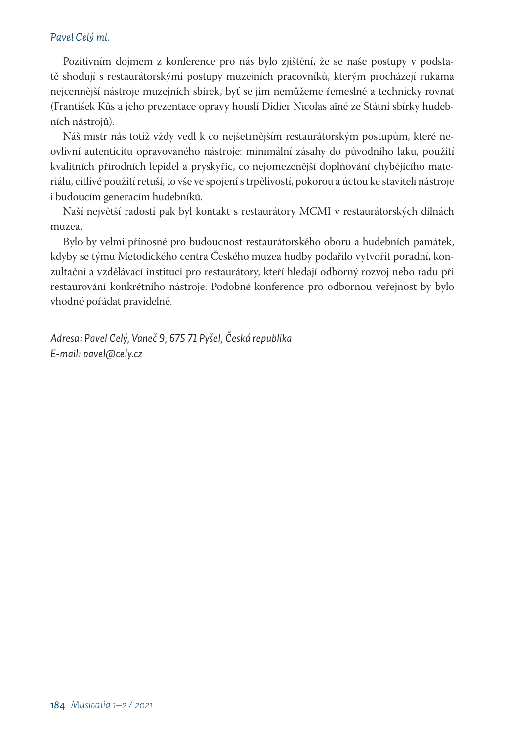Pozitivním dojmem z konference pro nás bylo zjištění, že se naše postupy v podstatě shodují s restaurátorskými postupy muzejních pracovníků, kterým procházejí rukama nejcennější nástroje muzejních sbírek, byť se jim nemůžeme řemeslně a technicky rovnat (František Kůs a jeho prezentace opravy houslí Didier Nicolas aîné ze Státní sbírky hudebních nástrojů).

Náš mistr nás totiž vždy vedl k co nejšetrnějším restaurátorským postupům, které neovlivní autenticitu opravovaného nástroje: minimální zásahy do původního laku, použití kvalitních přírodních lepidel a pryskyřic, co nejomezenější doplňování chybějícího materiálu, citlivé použití retuší, to vše ve spojení s trpělivostí, pokorou a úctou ke staviteli nástroje i budoucím generacím hudebníků.

Naší největší radostí pak byl kontakt s restaurátory MCMI v restaurátorských dílnách muzea.

Bylo by velmi přínosné pro budoucnost restaurátorského oboru a hudebních památek, kdyby se týmu Metodického centra Českého muzea hudby podařilo vytvořit poradní, konzultační a vzdělávací instituci pro restaurátory, kteří hledají odborný rozvoj nebo radu při restaurování konkrétního nástroje. Podobné konference pro odbornou veřejnost by bylo vhodné pořádat pravidelně.

*Adresa: Pavel Celý, Vaneč 9, 675 71 Pyšel, Česká republika*
*E-mail: pavel@cely.cz*